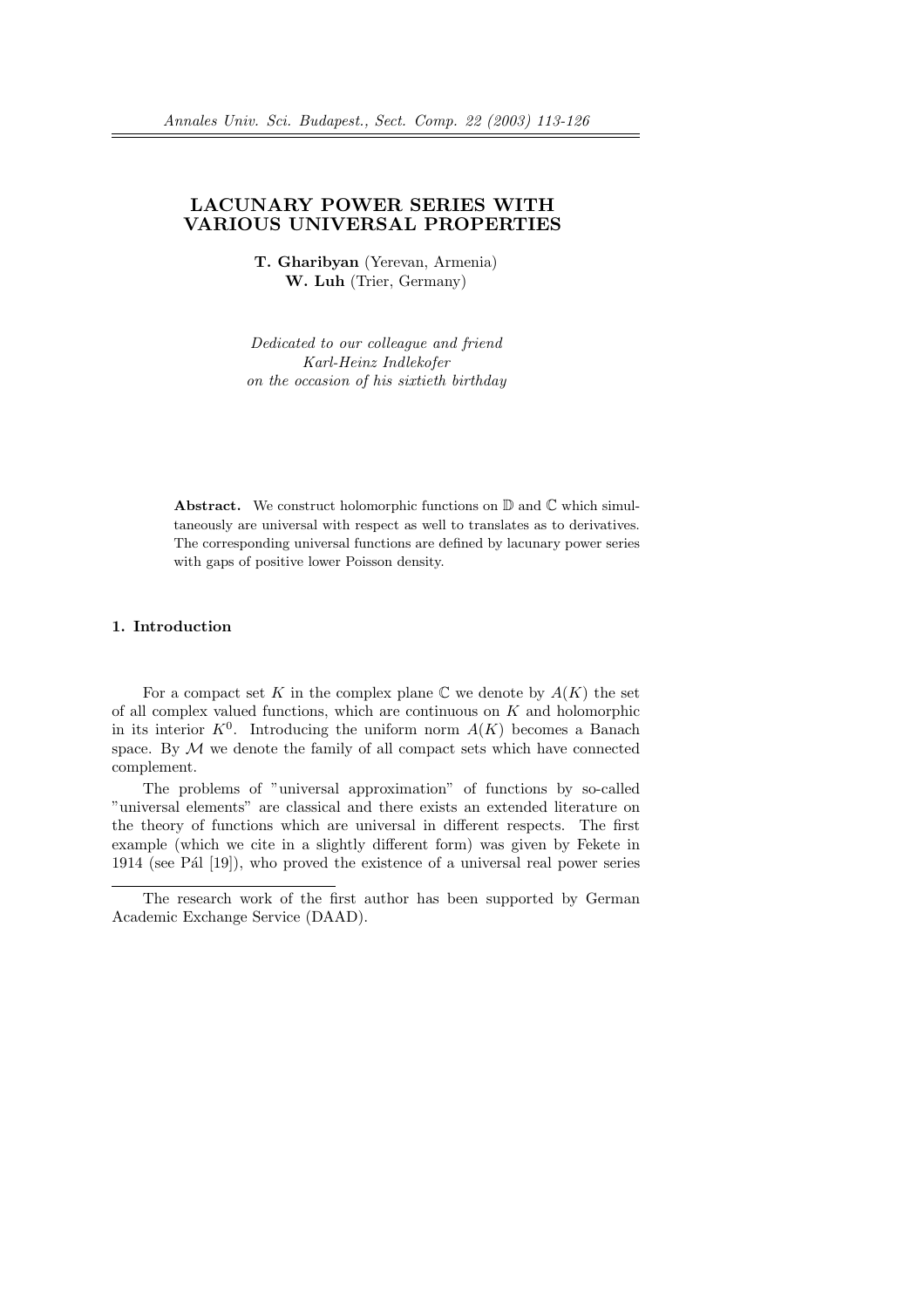# LACUNARY POWER SERIES WITH VARIOUS UNIVERSAL PROPERTIES

**T. Gharibyan** (Yerevan, Armenia)
**W. Luh** (Trier, Germany)

*Dedicated to our colleague and friend*
*Karl-Heinz Indlekofer*
*on the occasion of his sixtieth birthday*

**Abstract.** We construct holomorphic functions on $\mathbb{D}$ and $\mathbb{C}$ which simultaneously are universal with respect as well to translates as to derivatives. The corresponding universal functions are defined by lacunary power series with gaps of positive lower Poisson density.

## 1. Introduction

For a compact set $K$ in the complex plane $\mathbb{C}$ we denote by $A(K)$ the set of all complex valued functions, which are continuous on $K$ and holomorphic in its interior $K^0$. Introducing the uniform norm $A(K)$ becomes a Banach space. By $\mathcal{M}$ we denote the family of all compact sets which have connected complement.

The problems of "universal approximation" of functions by so-called "universal elements" are classical and there exists an extended literature on the theory of functions which are universal in different respects. The first example (which we cite in a slightly different form) was given by Fekete in 1914 (see Pál [19]), who proved the existence of a universal real power series

---

The research work of the first author has been supported by German Academic Exchange Service (DAAD).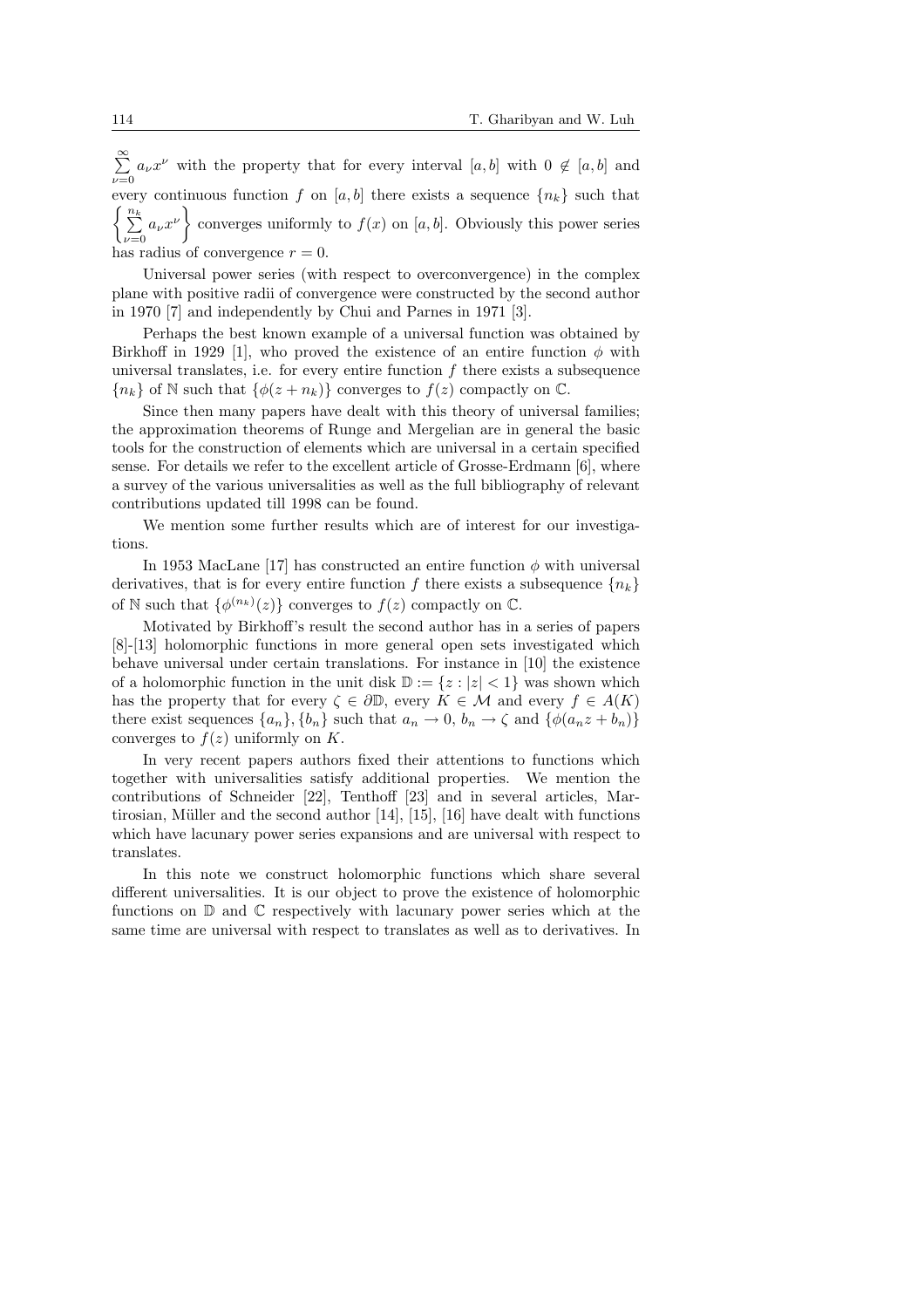$\sum_{\nu=0}^{\infty} a_\nu x^\nu$ with the property that for every interval $[a, b]$ with $0 \notin [a, b]$ and every continuous function $f$ on $[a, b]$ there exists a sequence $\{n_k\}$ such that $\left\{ \sum_{\nu=0}^{n_k} a_\nu x^\nu \right\}$ converges uniformly to $f(x)$ on $[a, b]$. Obviously this power series has radius of convergence $r = 0$.

Universal power series (with respect to overconvergence) in the complex plane with positive radii of convergence were constructed by the second author in 1970 [7] and independently by Chui and Parnes in 1971 [3].

Perhaps the best known example of a universal function was obtained by Birkhoff in 1929 [1], who proved the existence of an entire function $\phi$ with universal translates, i.e. for every entire function $f$ there exists a subsequence $\{n_k\}$ of $\mathbb{N}$ such that $\{\phi(z + n_k)\}$ converges to $f(z)$ compactly on $\mathbb{C}$.

Since then many papers have dealt with this theory of universal families; the approximation theorems of Runge and Mergelian are in general the basic tools for the construction of elements which are universal in a certain specified sense. For details we refer to the excellent article of Grosse-Erdmann [6], where a survey of the various universalities as well as the full bibliography of relevant contributions updated till 1998 can be found.

We mention some further results which are of interest for our investigations.

In 1953 MacLane [17] has constructed an entire function $\phi$ with universal derivatives, that is for every entire function $f$ there exists a subsequence $\{n_k\}$ of $\mathbb{N}$ such that $\{\phi^{(n_k)}(z)\}$ converges to $f(z)$ compactly on $\mathbb{C}$.

Motivated by Birkhoff's result the second author has in a series of papers [8]-[13] holomorphic functions in more general open sets investigated which behave universal under certain translations. For instance in [10] the existence of a holomorphic function in the unit disk $\mathbb{D} := \{z : |z| < 1\}$ was shown which has the property that for every $\zeta \in \partial\mathbb{D}$, every $K \in \mathcal{M}$ and every $f \in A(K)$ there exist sequences $\{a_n\}, \{b_n\}$ such that $a_n \to 0$, $b_n \to \zeta$ and $\{\phi(a_n z + b_n)\}$ converges to $f(z)$ uniformly on $K$.

In very recent papers authors fixed their attentions to functions which together with universalities satisfy additional properties. We mention the contributions of Schneider [22], Tenthoff [23] and in several articles, Martirosian, Müller and the second author [14], [15], [16] have dealt with functions which have lacunary power series expansions and are universal with respect to translates.

In this note we construct holomorphic functions which share several different universalities. It is our object to prove the existence of holomorphic functions on $\mathbb{D}$ and $\mathbb{C}$ respectively with lacunary power series which at the same time are universal with respect to translates as well as to derivatives. In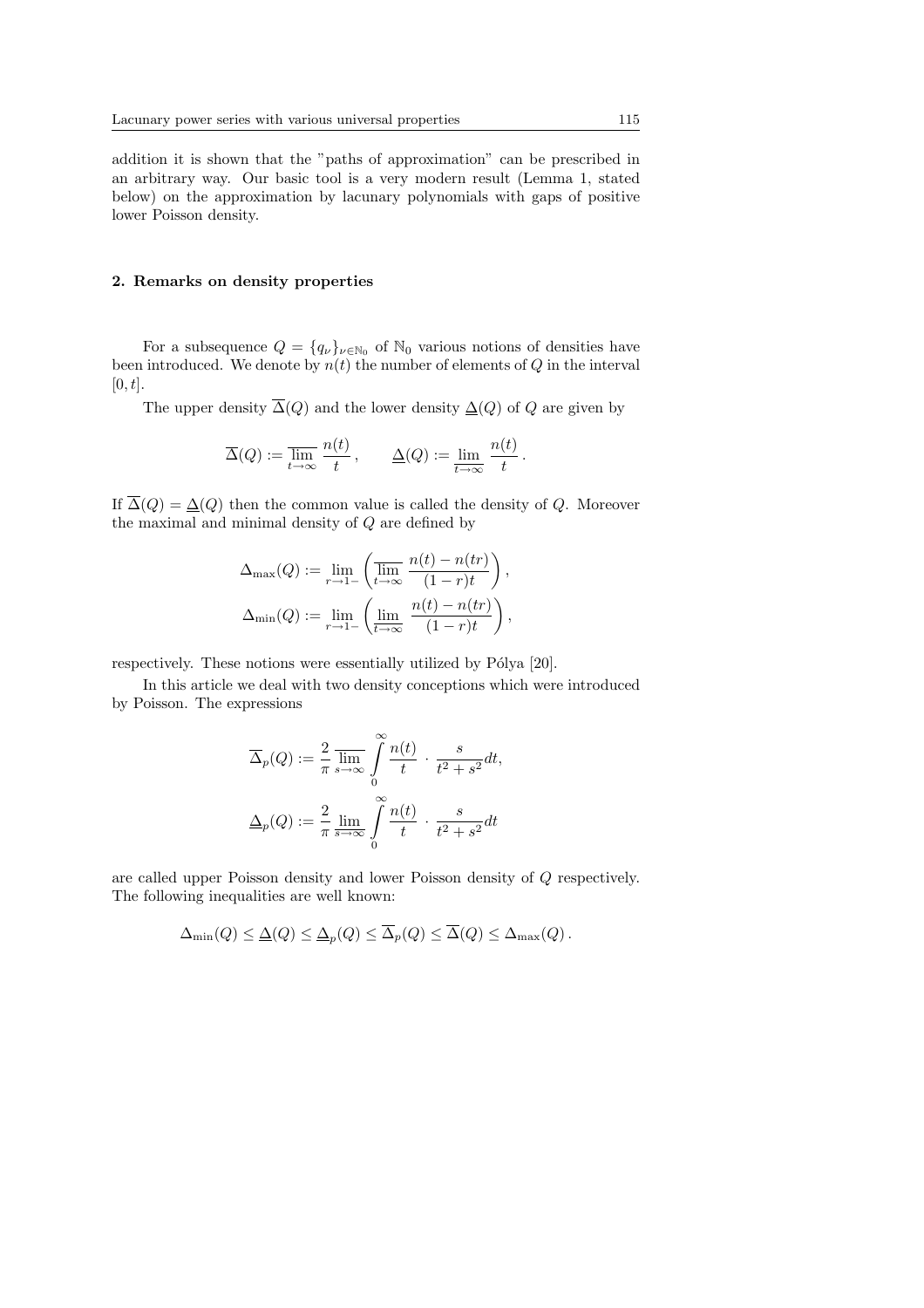addition it is shown that the "paths of approximation" can be prescribed in an arbitrary way. Our basic tool is a very modern result (Lemma 1, stated below) on the approximation by lacunary polynomials with gaps of positive lower Poisson density.

## 2. Remarks on density properties

For a subsequence $Q = \{q_\nu\}_{\nu \in \mathbb{N}_0}$ of $\mathbb{N}_0$ various notions of densities have been introduced. We denote by $n(t)$ the number of elements of $Q$ in the interval $[0, t]$.

The upper density $\overline{\Delta}(Q)$ and the lower density $\underline{\Delta}(Q)$ of $Q$ are given by

$$\overline{\Delta}(Q) := \varlimsup_{t \to \infty} \frac{n(t)}{t}, \qquad \underline{\Delta}(Q) := \varliminf_{t \to \infty} \frac{n(t)}{t}.$$

If $\overline{\Delta}(Q) = \underline{\Delta}(Q)$ then the common value is called the density of $Q$. Moreover the maximal and minimal density of $Q$ are defined by

$$\Delta_{\max}(Q) := \lim_{r \to 1-} \left( \varlimsup_{t \to \infty} \frac{n(t) - n(tr)}{(1-r)t} \right),$$

$$\Delta_{\min}(Q) := \lim_{r \to 1-} \left( \varliminf_{t \to \infty} \frac{n(t) - n(tr)}{(1-r)t} \right),$$

respectively. These notions were essentially utilized by Pólya [20].

In this article we deal with two density conceptions which were introduced by Poisson. The expressions

$$\overline{\Delta}_p(Q) := \frac{2}{\pi} \varlimsup_{s \to \infty} \int_0^\infty \frac{n(t)}{t} \cdot \frac{s}{t^2 + s^2} dt,$$

$$\underline{\Delta}_p(Q) := \frac{2}{\pi} \varliminf_{s \to \infty} \int_0^\infty \frac{n(t)}{t} \cdot \frac{s}{t^2 + s^2} dt$$

are called upper Poisson density and lower Poisson density of $Q$ respectively. The following inequalities are well known:

$$\Delta_{\min}(Q) \leq \underline{\Delta}(Q) \leq \underline{\Delta}_p(Q) \leq \overline{\Delta}_p(Q) \leq \overline{\Delta}(Q) \leq \Delta_{\max}(Q).$$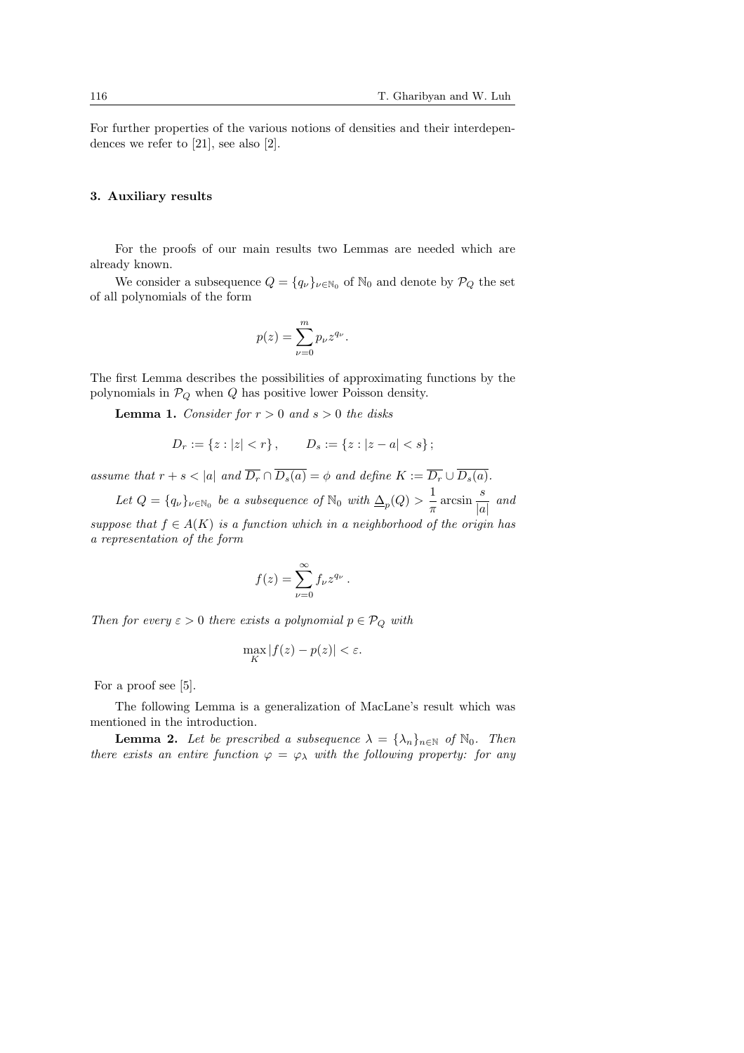For further properties of the various notions of densities and their interdependences we refer to [21], see also [2].

## 3. Auxiliary results

For the proofs of our main results two Lemmas are needed which are already known.

We consider a subsequence $Q = \{q_\nu\}_{\nu \in \mathbb{N}_0}$ of $\mathbb{N}_0$ and denote by $\mathcal{P}_Q$ the set of all polynomials of the form

$$p(z) = \sum_{\nu=0}^{m} p_\nu z^{q_\nu}.$$

The first Lemma describes the possibilities of approximating functions by the polynomials in $\mathcal{P}_Q$ when $Q$ has positive lower Poisson density.

**Lemma 1.** *Consider for $r > 0$ and $s > 0$ the disks*

$$D_r := \{z : |z| < r\}, \qquad D_s := \{z : |z - a| < s\};$$

*assume that $r + s < |a|$ and $\overline{D_r} \cap \overline{D_s(a)} = \phi$ and define $K := \overline{D_r} \cup \overline{D_s(a)}$.*

*Let $Q = \{q_\nu\}_{\nu \in \mathbb{N}_0}$ be a subsequence of $\mathbb{N}_0$ with $\underline{\Delta}_p(Q) > \dfrac{1}{\pi} \arcsin \dfrac{s}{|a|}$ and suppose that $f \in A(K)$ is a function which in a neighborhood of the origin has a representation of the form*

$$f(z) = \sum_{\nu=0}^{\infty} f_\nu z^{q_\nu}.$$

*Then for every $\varepsilon > 0$ there exists a polynomial $p \in \mathcal{P}_Q$ with*

$$\max_K |f(z) - p(z)| < \varepsilon.$$

For a proof see [5].

The following Lemma is a generalization of MacLane's result which was mentioned in the introduction.

**Lemma 2.** *Let be prescribed a subsequence $\lambda = \{\lambda_n\}_{n \in \mathbb{N}}$ of $\mathbb{N}_0$. Then there exists an entire function $\varphi = \varphi_\lambda$ with the following property: for any*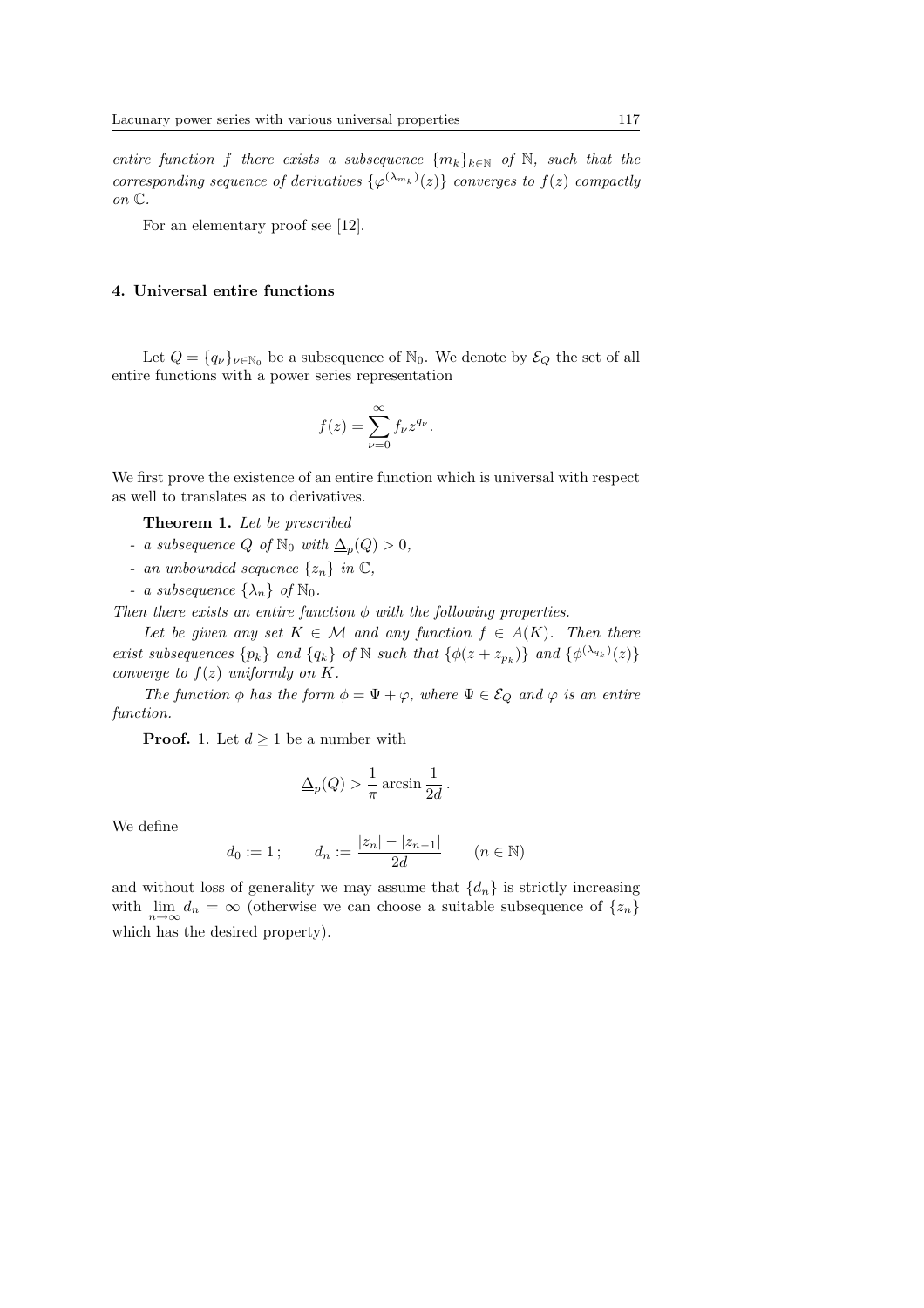*entire function $f$ there exists a subsequence $\{m_k\}_{k\in\mathbb{N}}$ of $\mathbb{N}$, such that the corresponding sequence of derivatives $\{\varphi^{(\lambda_{m_k})}(z)\}$ converges to $f(z)$ compactly on $\mathbb{C}$.*

For an elementary proof see [12].

## 4. Universal entire functions

Let $Q = \{q_\nu\}_{\nu\in\mathbb{N}_0}$ be a subsequence of $\mathbb{N}_0$. We denote by $\mathcal{E}_Q$ the set of all entire functions with a power series representation

$$f(z) = \sum_{\nu=0}^{\infty} f_\nu z^{q_\nu}.$$

We first prove the existence of an entire function which is universal with respect as well to translates as to derivatives.

**Theorem 1.** *Let be prescribed*

- *a subsequence $Q$ of $\mathbb{N}_0$ with $\underline{\Delta}_p(Q) > 0$,*
- *an unbounded sequence $\{z_n\}$ in $\mathbb{C}$,*
- *a subsequence $\{\lambda_n\}$ of $\mathbb{N}_0$.*

*Then there exists an entire function $\phi$ with the following properties.*

*Let be given any set $K \in \mathcal{M}$ and any function $f \in A(K)$. Then there exist subsequences $\{p_k\}$ and $\{q_k\}$ of $\mathbb{N}$ such that $\{\phi(z + z_{p_k})\}$ and $\{\phi^{(\lambda_{q_k})}(z)\}$ converge to $f(z)$ uniformly on $K$.*

*The function $\phi$ has the form $\phi = \Psi + \varphi$, where $\Psi \in \mathcal{E}_Q$ and $\varphi$ is an entire function.*

**Proof.** 1. Let $d \geq 1$ be a number with

$$\underline{\Delta}_p(Q) > \frac{1}{\pi} \arcsin \frac{1}{2d}\,.$$

We define

$$d_0 := 1\,; \qquad d_n := \frac{|z_n| - |z_{n-1}|}{2d} \qquad (n \in \mathbb{N})$$

and without loss of generality we may assume that $\{d_n\}$ is strictly increasing with $\lim\limits_{n\to\infty} d_n = \infty$ (otherwise we can choose a suitable subsequence of $\{z_n\}$ which has the desired property).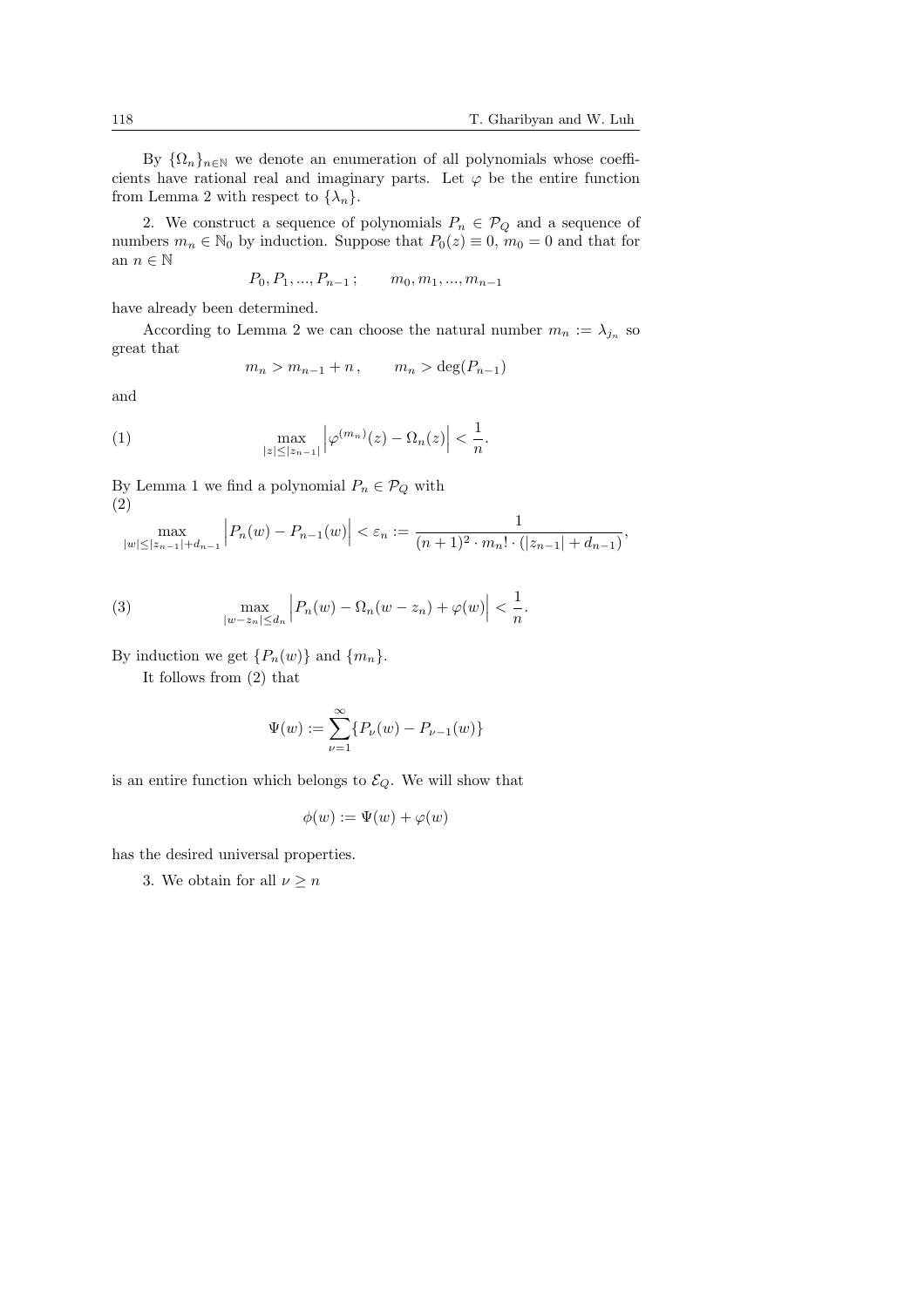By $\{\Omega_n\}_{n\in\mathbb{N}}$ we denote an enumeration of all polynomials whose coefficients have rational real and imaginary parts. Let $\varphi$ be the entire function from Lemma 2 with respect to $\{\lambda_n\}$.

2. We construct a sequence of polynomials $P_n \in \mathcal{P}_Q$ and a sequence of numbers $m_n \in \mathbb{N}_0$ by induction. Suppose that $P_0(z) \equiv 0$, $m_0 = 0$ and that for an $n \in \mathbb{N}$

$$P_0, P_1, ..., P_{n-1}\,; \qquad m_0, m_1, ..., m_{n-1}$$

have already been determined.

According to Lemma 2 we can choose the natural number $m_n := \lambda_{j_n}$ so great that

$$m_n > m_{n-1} + n\,, \qquad m_n > \deg(P_{n-1})$$

and

$$\max_{|z|\le|z_{n-1}|}\left|\varphi^{(m_n)}(z) - \Omega_n(z)\right| < \frac{1}{n}. \tag{1}$$

By Lemma 1 we find a polynomial $P_n \in \mathcal{P}_Q$ with

$$\max_{|w|\le|z_{n-1}|+d_{n-1}}\left|P_n(w) - P_{n-1}(w)\right| < \varepsilon_n := \frac{1}{(n+1)^2\cdot m_n!\cdot(|z_{n-1}|+d_{n-1})}, \tag{2}$$

$$\max_{|w-z_n|\le d_n}\left|P_n(w) - \Omega_n(w-z_n) + \varphi(w)\right| < \frac{1}{n}. \tag{3}$$

By induction we get $\{P_n(w)\}$ and $\{m_n\}$.

It follows from (2) that

$$\Psi(w) := \sum_{\nu=1}^{\infty}\{P_\nu(w) - P_{\nu-1}(w)\}$$

is an entire function which belongs to $\mathcal{E}_Q$. We will show that

$$\phi(w) := \Psi(w) + \varphi(w)$$

has the desired universal properties.

3. We obtain for all $\nu \ge n$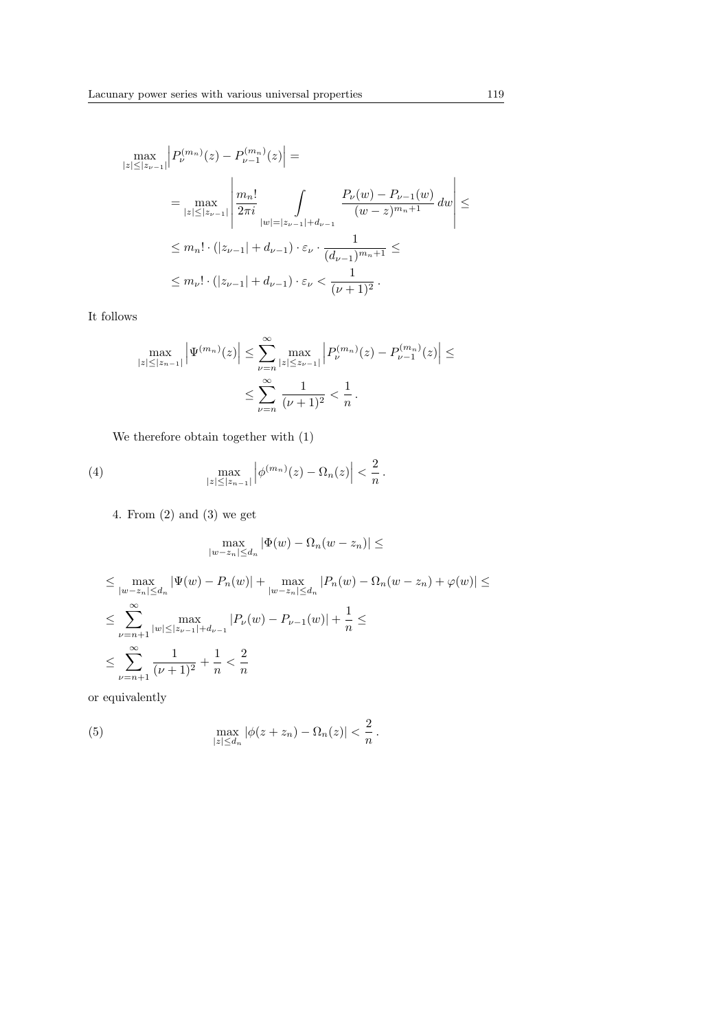$$
\begin{aligned}
&\max_{|z|\leq|z_{\nu-1}|}\left|P_\nu^{(m_n)}(z)-P_{\nu-1}^{(m_n)}(z)\right| = \\
&= \max_{|z|\leq|z_{\nu-1}|}\left|\frac{m_n!}{2\pi i}\int\limits_{|w|=|z_{\nu-1}|+d_{\nu-1}}\frac{P_\nu(w)-P_{\nu-1}(w)}{(w-z)^{m_n+1}}\,dw\right| \leq \\
&\leq m_n!\cdot(|z_{\nu-1}|+d_{\nu-1})\cdot\varepsilon_\nu\cdot\frac{1}{(d_{\nu-1})^{m_n+1}} \leq \\
&\leq m_\nu!\cdot(|z_{\nu-1}|+d_{\nu-1})\cdot\varepsilon_\nu < \frac{1}{(\nu+1)^2}\,.
\end{aligned}
$$

It follows

$$
\begin{aligned}
\max_{|z|\leq|z_{n-1}|}\left|\Psi^{(m_n)}(z)\right| &\leq \sum_{\nu=n}^{\infty}\max_{|z|\leq z_{\nu-1}|}\left|P_\nu^{(m_n)}(z)-P_{\nu-1}^{(m_n)}(z)\right| \leq \\
&\leq \sum_{\nu=n}^{\infty}\frac{1}{(\nu+1)^2} < \frac{1}{n}\,.
\end{aligned}
$$

We therefore obtain together with (1)

$$
\max_{|z|\leq|z_{n-1}|}\left|\phi^{(m_n)}(z)-\Omega_n(z)\right| < \frac{2}{n}\,. \tag{4}
$$

4. From (2) and (3) we get

$$
\max_{|w-z_n|\leq d_n}|\Phi(w)-\Omega_n(w-z_n)| \leq
$$

$$
\begin{aligned}
&\leq \max_{|w-z_n|\leq d_n}|\Psi(w)-P_n(w)| + \max_{|w-z_n|\leq d_n}|P_n(w)-\Omega_n(w-z_n)+\varphi(w)| \leq \\
&\leq \sum_{\nu=n+1}^{\infty}\max_{|w|\leq|z_{\nu-1}|+d_{\nu-1}}|P_\nu(w)-P_{\nu-1}(w)| + \frac{1}{n} \leq \\
&\leq \sum_{\nu=n+1}^{\infty}\frac{1}{(\nu+1)^2}+\frac{1}{n} < \frac{2}{n}
\end{aligned}
$$

or equivalently

$$
\max_{|z|\leq d_n}|\phi(z+z_n)-\Omega_n(z)| < \frac{2}{n}\,. \tag{5}
$$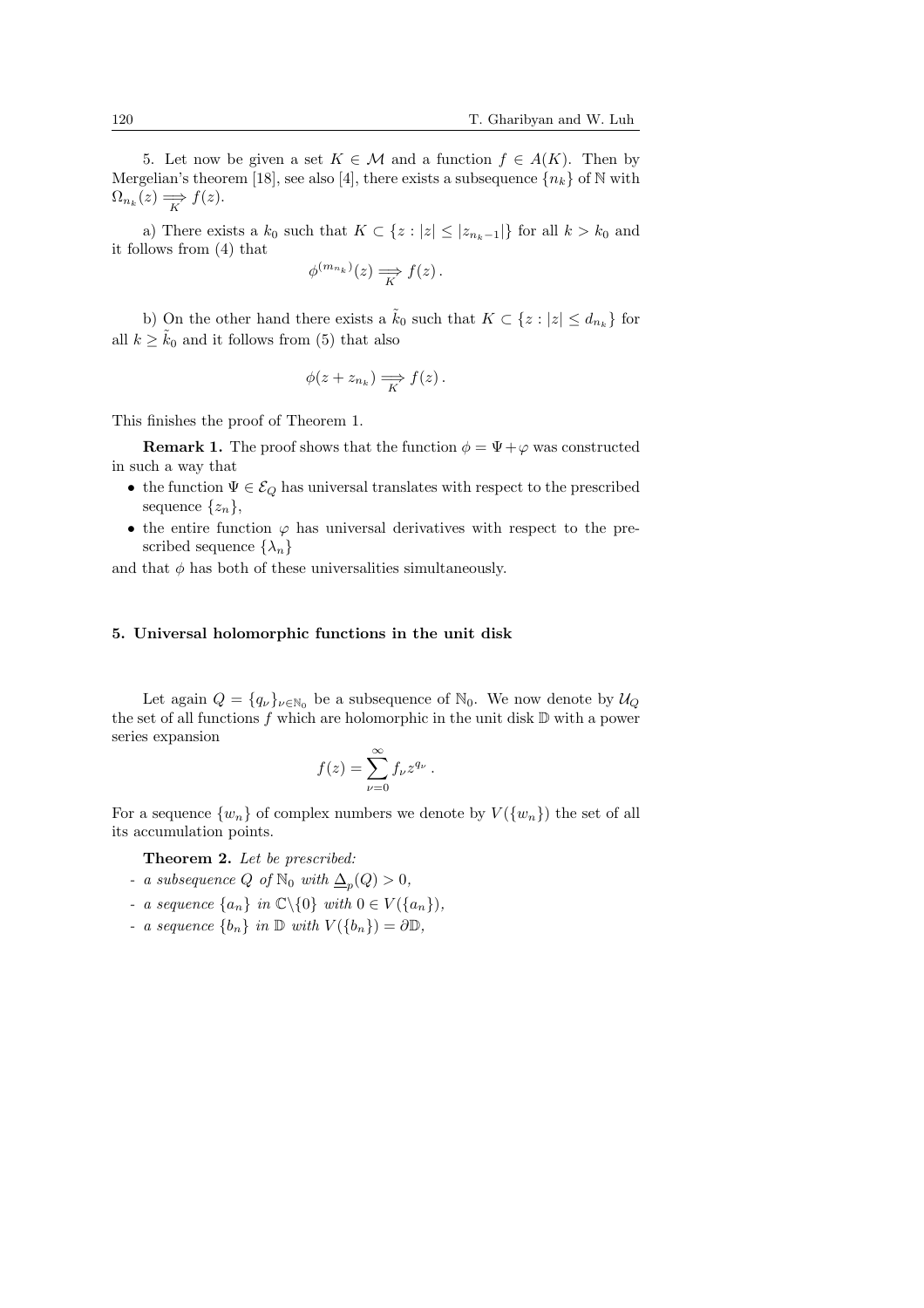5. Let now be given a set $K \in \mathcal{M}$ and a function $f \in A(K)$. Then by Mergelian's theorem [18], see also [4], there exists a subsequence $\{n_k\}$ of $\mathbb{N}$ with $\Omega_{n_k}(z) \underset{K}{\Longrightarrow} f(z)$.

a) There exists a $k_0$ such that $K \subset \{z : |z| \le |z_{n_k - 1}|\}$ for all $k > k_0$ and it follows from (4) that

$$\phi^{(m_{n_k})}(z) \underset{K}{\Longrightarrow} f(z)\,.$$

b) On the other hand there exists a $\tilde{k}_0$ such that $K \subset \{z : |z| \le d_{n_k}\}$ for all $k \ge \tilde{k}_0$ and it follows from (5) that also

$$\phi(z + z_{n_k}) \underset{K}{\Longrightarrow} f(z)\,.$$

This finishes the proof of Theorem 1.

**Remark 1.** The proof shows that the function $\phi = \Psi + \varphi$ was constructed in such a way that

- the function $\Psi \in \mathcal{E}_Q$ has universal translates with respect to the prescribed sequence $\{z_n\}$,
- the entire function $\varphi$ has universal derivatives with respect to the prescribed sequence $\{\lambda_n\}$

and that $\phi$ has both of these universalities simultaneously.

## 5. Universal holomorphic functions in the unit disk

Let again $Q = \{q_\nu\}_{\nu \in \mathbb{N}_0}$ be a subsequence of $\mathbb{N}_0$. We now denote by $\mathcal{U}_Q$ the set of all functions $f$ which are holomorphic in the unit disk $\mathbb{D}$ with a power series expansion

$$f(z) = \sum_{\nu=0}^{\infty} f_\nu z^{q_\nu}\,.$$

For a sequence $\{w_n\}$ of complex numbers we denote by $V(\{w_n\})$ the set of all its accumulation points.

**Theorem 2.** *Let be prescribed:*

- *a subsequence $Q$ of $\mathbb{N}_0$ with $\underline{\Delta}_p(Q) > 0$,*
- *a sequence $\{a_n\}$ in $\mathbb{C}\backslash\{0\}$ with $0 \in V(\{a_n\})$,*
- *a sequence $\{b_n\}$ in $\mathbb{D}$ with $V(\{b_n\}) = \partial\mathbb{D}$,*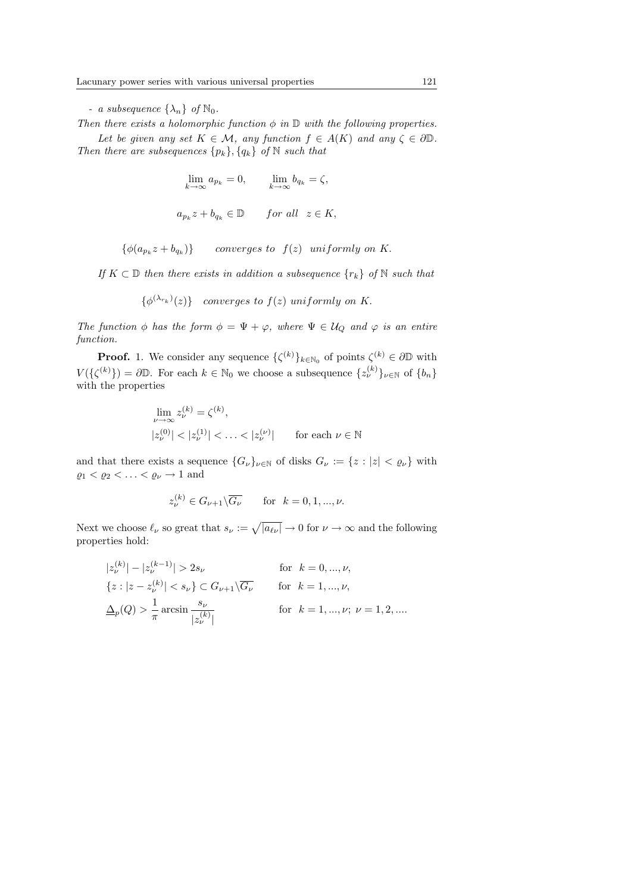- *a subsequence* $\{\lambda_n\}$ *of* $\mathbb{N}_0$.

*Then there exists a holomorphic function* $\phi$ *in* $\mathbb{D}$ *with the following properties.*

*Let be given any set* $K \in \mathcal{M}$, *any function* $f \in A(K)$ *and any* $\zeta \in \partial\mathbb{D}$. *Then there are subsequences* $\{p_k\}, \{q_k\}$ *of* $\mathbb{N}$ *such that*

$$\lim_{k\to\infty} a_{p_k} = 0, \qquad \lim_{k\to\infty} b_{q_k} = \zeta,$$

$$a_{p_k} z + b_{q_k} \in \mathbb{D} \qquad \textit{for all} \quad z \in K,$$

$$\{\phi(a_{p_k} z + b_{q_k})\} \qquad \textit{converges to} \;\; f(z) \;\; \textit{uniformly on } K.$$

*If* $K \subset \mathbb{D}$ *then there exists in addition a subsequence* $\{r_k\}$ *of* $\mathbb{N}$ *such that*

$$\{\phi^{(\lambda_{r_k})}(z)\} \quad \textit{converges to } f(z) \textit{ uniformly on } K.$$

*The function* $\phi$ *has the form* $\phi = \Psi + \varphi$, *where* $\Psi \in \mathcal{U}_Q$ *and* $\varphi$ *is an entire function.*

**Proof.** 1. We consider any sequence $\{\zeta^{(k)}\}_{k\in\mathbb{N}_0}$ of points $\zeta^{(k)} \in \partial\mathbb{D}$ with $V(\{\zeta^{(k)}\}) = \partial\mathbb{D}$. For each $k \in \mathbb{N}_0$ we choose a subsequence $\{z_\nu^{(k)}\}_{\nu\in\mathbb{N}}$ of $\{b_n\}$ with the properties

$$\lim_{\nu\to\infty} z_\nu^{(k)} = \zeta^{(k)},$$

$$|z_\nu^{(0)}| < |z_\nu^{(1)}| < \ldots < |z_\nu^{(\nu)}| \qquad \text{for each } \nu \in \mathbb{N}$$

and that there exists a sequence $\{G_\nu\}_{\nu\in\mathbb{N}}$ of disks $G_\nu := \{z : |z| < \varrho_\nu\}$ with $\varrho_1 < \varrho_2 < \ldots < \varrho_\nu \to 1$ and

$$z_\nu^{(k)} \in G_{\nu+1} \setminus \overline{G_\nu} \qquad \text{for} \;\; k = 0, 1, ..., \nu.$$

Next we choose $\ell_\nu$ so great that $s_\nu := \sqrt{|a_{\ell_\nu}|} \to 0$ for $\nu \to \infty$ and the following properties hold:

$$|z_\nu^{(k)}| - |z_\nu^{(k-1)}| > 2s_\nu \qquad \text{for} \;\; k = 0, ..., \nu,$$

$$\{z : |z - z_\nu^{(k)}| < s_\nu\} \subset G_{\nu+1} \setminus \overline{G_\nu} \qquad \text{for} \;\; k = 1, ..., \nu,$$

$$\underline{\Delta}_p(Q) > \frac{1}{\pi} \arcsin \frac{s_\nu}{|z_\nu^{(k)}|} \qquad \text{for} \;\; k = 1, ..., \nu; \; \nu = 1, 2, ....$$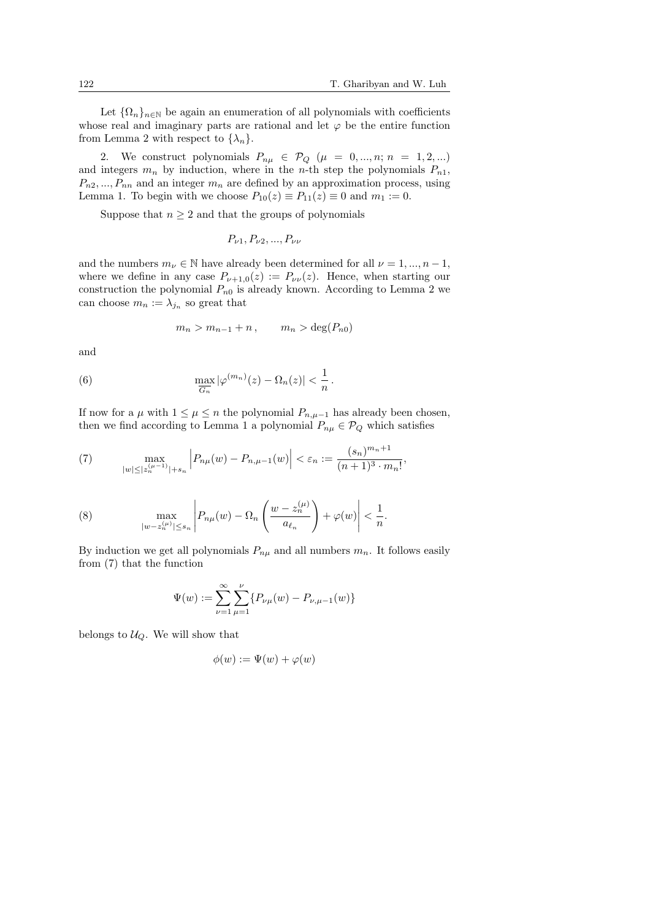Let $\{\Omega_n\}_{n\in\mathbb{N}}$ be again an enumeration of all polynomials with coefficients whose real and imaginary parts are rational and let $\varphi$ be the entire function from Lemma 2 with respect to $\{\lambda_n\}$.

2. We construct polynomials $P_{n\mu} \in \mathcal{P}_Q$ $(\mu = 0, ..., n;\ n = 1, 2, ...)$ and integers $m_n$ by induction, where in the $n$-th step the polynomials $P_{n1}$, $P_{n2}, ..., P_{nn}$ and an integer $m_n$ are defined by an approximation process, using Lemma 1. To begin with we choose $P_{10}(z) \equiv P_{11}(z) \equiv 0$ and $m_1 := 0$.

Suppose that $n \geq 2$ and that the groups of polynomials

$$P_{\nu 1}, P_{\nu 2}, ..., P_{\nu\nu}$$

and the numbers $m_\nu \in \mathbb{N}$ have already been determined for all $\nu = 1, ..., n-1$, where we define in any case $P_{\nu+1,0}(z) := P_{\nu\nu}(z)$. Hence, when starting our construction the polynomial $P_{n0}$ is already known. According to Lemma 2 we can choose $m_n := \lambda_{j_n}$ so great that

$$m_n > m_{n-1} + n\,, \qquad m_n > \deg(P_{n0})$$

and

$$\max_{\overline{G_n}} |\varphi^{(m_n)}(z) - \Omega_n(z)| < \frac{1}{n}\,. \tag{6}$$

If now for a $\mu$ with $1 \leq \mu \leq n$ the polynomial $P_{n,\mu-1}$ has already been chosen, then we find according to Lemma 1 a polynomial $P_{n\mu} \in \mathcal{P}_Q$ which satisfies

$$\max_{|w|\leq|z_n^{(\mu-1)}|+s_n} \Big|P_{n\mu}(w) - P_{n,\mu-1}(w)\Big| < \varepsilon_n := \frac{(s_n)^{m_n+1}}{(n+1)^3 \cdot m_n!}, \tag{7}$$

$$\max_{|w-z_n^{(\mu)}|\leq s_n} \left|P_{n\mu}(w) - \Omega_n\left(\frac{w - z_n^{(\mu)}}{a_{\ell_n}}\right) + \varphi(w)\right| < \frac{1}{n}. \tag{8}$$

By induction we get all polynomials $P_{n\mu}$ and all numbers $m_n$. It follows easily from (7) that the function

$$\Psi(w) := \sum_{\nu=1}^{\infty}\sum_{\mu=1}^{\nu}\{P_{\nu\mu}(w) - P_{\nu,\mu-1}(w)\}$$

belongs to $\mathcal{U}_Q$. We will show that

$$\phi(w) := \Psi(w) + \varphi(w)$$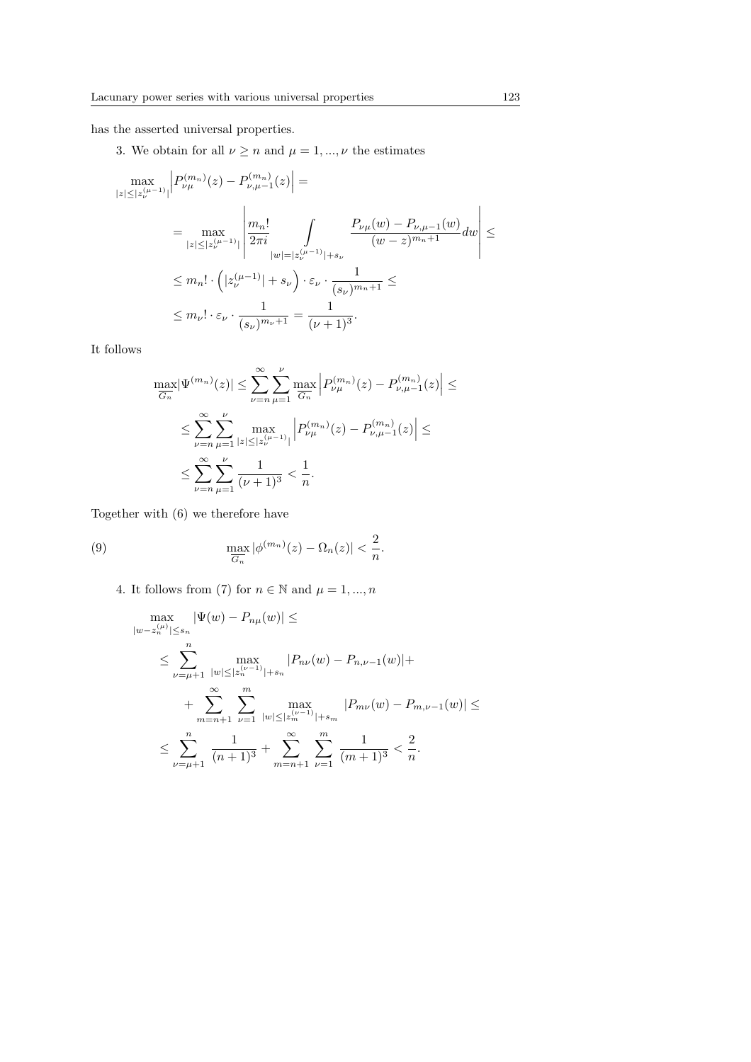has the asserted universal properties.

3. We obtain for all $\nu \geq n$ and $\mu = 1, ..., \nu$ the estimates

$$
\begin{aligned}
&\max_{|z|\leq|z_\nu^{(\mu-1)}|}\left|P_{\nu\mu}^{(m_n)}(z) - P_{\nu,\mu-1}^{(m_n)}(z)\right| = \\
&= \max_{|z|\leq|z_\nu^{(\mu-1)}|}\left|\frac{m_n!}{2\pi i}\int\limits_{|w|=|z_\nu^{(\mu-1)}|+s_\nu}\frac{P_{\nu\mu}(w) - P_{\nu,\mu-1}(w)}{(w-z)^{m_n+1}}dw\right| \leq \\
&\leq m_n! \cdot \left(|z_\nu^{(\mu-1)}| + s_\nu\right) \cdot \varepsilon_\nu \cdot \frac{1}{(s_\nu)^{m_n+1}} \leq \\
&\leq m_\nu! \cdot \varepsilon_\nu \cdot \frac{1}{(s_\nu)^{m_\nu+1}} = \frac{1}{(\nu+1)^3}.
\end{aligned}
$$

It follows

$$
\begin{aligned}
\max_{\overline{G_n}}|\Psi^{(m_n)}(z)| &\leq \sum_{\nu=n}^{\infty}\sum_{\mu=1}^{\nu}\max_{\overline{G_n}}\left|P_{\nu\mu}^{(m_n)}(z) - P_{\nu,\mu-1}^{(m_n)}(z)\right| \leq \\
&\leq \sum_{\nu=n}^{\infty}\sum_{\mu=1}^{\nu}\max_{|z|\leq|z_\nu^{(\mu-1)}|}\left|P_{\nu\mu}^{(m_n)}(z) - P_{\nu,\mu-1}^{(m_n)}(z)\right| \leq \\
&\leq \sum_{\nu=n}^{\infty}\sum_{\mu=1}^{\nu}\frac{1}{(\nu+1)^3} < \frac{1}{n}.
\end{aligned}
$$

Together with (6) we therefore have

$$
\max_{\overline{G_n}}|\phi^{(m_n)}(z) - \Omega_n(z)| < \frac{2}{n}. \tag{9}
$$

4. It follows from (7) for $n \in \mathbb{N}$ and $\mu = 1, ..., n$

$$
\begin{aligned}
&\max_{|w-z_n^{(\mu)}|\leq s_n}|\Psi(w) - P_{n\mu}(w)| \leq \\
&\leq \sum_{\nu=\mu+1}^{n}\max_{|w|\leq|z_n^{(\nu-1)}|+s_n}|P_{n\nu}(w) - P_{n,\nu-1}(w)| + \\
&\quad + \sum_{m=n+1}^{\infty}\sum_{\nu=1}^{m}\max_{|w|\leq|z_m^{(\nu-1)}|+s_m}|P_{m\nu}(w) - P_{m,\nu-1}(w)| \leq \\
&\leq \sum_{\nu=\mu+1}^{n}\frac{1}{(n+1)^3} + \sum_{m=n+1}^{\infty}\sum_{\nu=1}^{m}\frac{1}{(m+1)^3} < \frac{2}{n}.
\end{aligned}
$$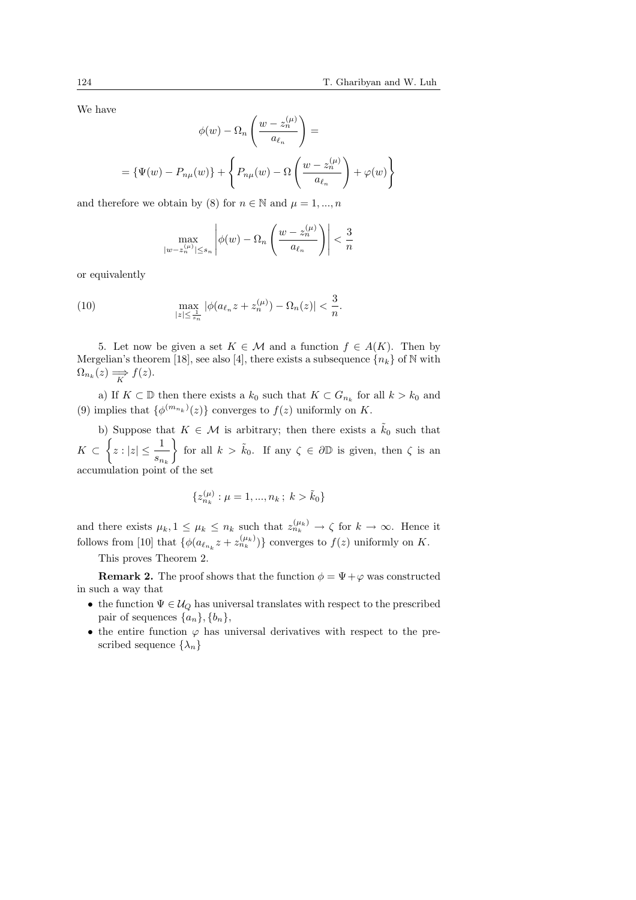We have

$$\phi(w) - \Omega_n\left(\frac{w - z_n^{(\mu)}}{a_{\ell_n}}\right) =$$

$$= \{\Psi(w) - P_{n\mu}(w)\} + \left\{P_{n\mu}(w) - \Omega\left(\frac{w - z_n^{(\mu)}}{a_{\ell_n}}\right) + \varphi(w)\right\}$$

and therefore we obtain by (8) for $n \in \mathbb{N}$ and $\mu = 1, ..., n$

$$\max_{|w - z_n^{(\mu)}| \leq s_n} \left|\phi(w) - \Omega_n\left(\frac{w - z_n^{(\mu)}}{a_{\ell_n}}\right)\right| < \frac{3}{n}$$

or equivalently

$$\max_{|z| \leq \frac{1}{s_n}} |\phi(a_{\ell_n} z + z_n^{(\mu)}) - \Omega_n(z)| < \frac{3}{n}. \tag{10}$$

5. Let now be given a set $K \in \mathcal{M}$ and a function $f \in A(K)$. Then by Mergelian's theorem [18], see also [4], there exists a subsequence $\{n_k\}$ of $\mathbb{N}$ with $\Omega_{n_k}(z) \underset{K}{\Longrightarrow} f(z)$.

a) If $K \subset \mathbb{D}$ then there exists a $k_0$ such that $K \subset G_{n_k}$ for all $k > k_0$ and (9) implies that $\{\phi^{(m_{n_k})}(z)\}$ converges to $f(z)$ uniformly on $K$.

b) Suppose that $K \in \mathcal{M}$ is arbitrary; then there exists a $\tilde{k}_0$ such that $K \subset \left\{z : |z| \leq \dfrac{1}{s_{n_k}}\right\}$ for all $k > \tilde{k}_0$. If any $\zeta \in \partial\mathbb{D}$ is given, then $\zeta$ is an accumulation point of the set

$$\{z_{n_k}^{(\mu)} : \mu = 1, ..., n_k\,;\ k > \tilde{k}_0\}$$

and there exists $\mu_k, 1 \leq \mu_k \leq n_k$ such that $z_{n_k}^{(\mu_k)} \to \zeta$ for $k \to \infty$. Hence it follows from [10] that $\{\phi(a_{\ell_{n_k}} z + z_{n_k}^{(\mu_k)})\}$ converges to $f(z)$ uniformly on $K$.

This proves Theorem 2.

**Remark 2.** The proof shows that the function $\phi = \Psi + \varphi$ was constructed in such a way that

- the function $\Psi \in \mathcal{U}_Q$ has universal translates with respect to the prescribed pair of sequences $\{a_n\}, \{b_n\}$,
- the entire function $\varphi$ has universal derivatives with respect to the prescribed sequence $\{\lambda_n\}$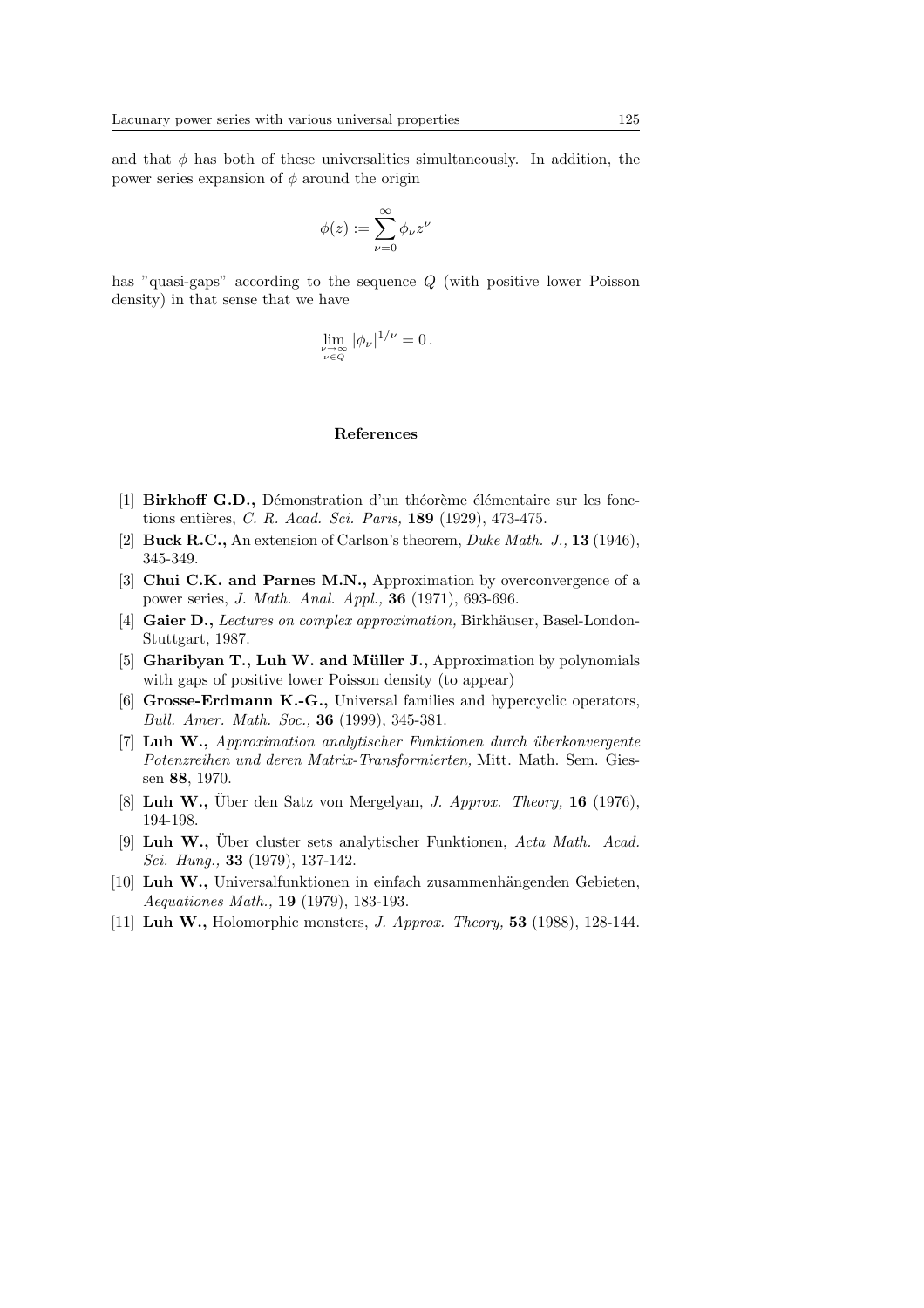and that $\phi$ has both of these universalities simultaneously. In addition, the power series expansion of $\phi$ around the origin

$$\phi(z) := \sum_{\nu=0}^{\infty} \phi_\nu z^\nu$$

has "quasi-gaps" according to the sequence $Q$ (with positive lower Poisson density) in that sense that we have

$$\lim_{\substack{\nu\to\infty \\ \nu\in Q}} |\phi_\nu|^{1/\nu} = 0\,.$$

## References

[1] **Birkhoff G.D.,** Démonstration d'un théorème élémentaire sur les fonctions entières, *C. R. Acad. Sci. Paris,* **189** (1929), 473-475.

[2] **Buck R.C.,** An extension of Carlson's theorem, *Duke Math. J.,* **13** (1946), 345-349.

[3] **Chui C.K. and Parnes M.N.,** Approximation by overconvergence of a power series, *J. Math. Anal. Appl.,* **36** (1971), 693-696.

[4] **Gaier D.,** *Lectures on complex approximation,* Birkhäuser, Basel-London-Stuttgart, 1987.

[5] **Gharibyan T., Luh W. and Müller J.,** Approximation by polynomials with gaps of positive lower Poisson density (to appear)

[6] **Grosse-Erdmann K.-G.,** Universal families and hypercyclic operators, *Bull. Amer. Math. Soc.,* **36** (1999), 345-381.

[7] **Luh W.,** *Approximation analytischer Funktionen durch überkonvergente Potenzreihen und deren Matrix-Transformierten,* Mitt. Math. Sem. Giessen **88**, 1970.

[8] **Luh W.,** Über den Satz von Mergelyan, *J. Approx. Theory,* **16** (1976), 194-198.

[9] **Luh W.,** Über cluster sets analytischer Funktionen, *Acta Math. Acad. Sci. Hung.,* **33** (1979), 137-142.

[10] **Luh W.,** Universalfunktionen in einfach zusammenhängenden Gebieten, *Aequationes Math.,* **19** (1979), 183-193.

[11] **Luh W.,** Holomorphic monsters, *J. Approx. Theory,* **53** (1988), 128-144.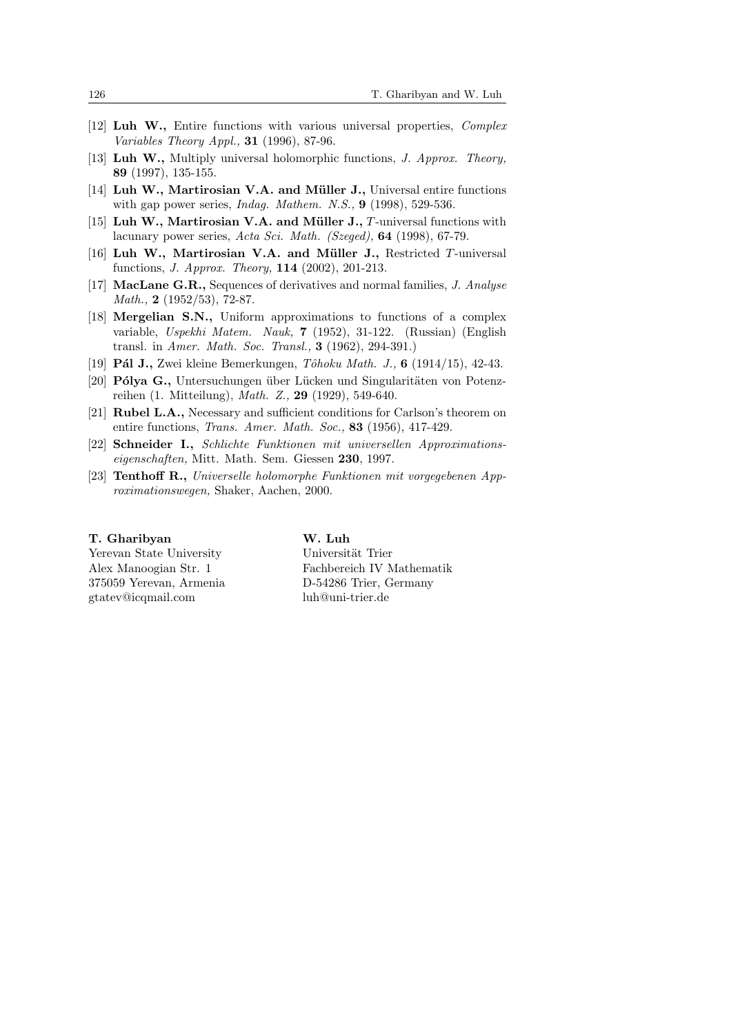[12] **Luh W.,** Entire functions with various universal properties, *Complex Variables Theory Appl.,* **31** (1996), 87-96.

[13] **Luh W.,** Multiply universal holomorphic functions, *J. Approx. Theory,* **89** (1997), 135-155.

[14] **Luh W., Martirosian V.A. and Müller J.,** Universal entire functions with gap power series, *Indag. Mathem. N.S.,* **9** (1998), 529-536.

[15] **Luh W., Martirosian V.A. and Müller J.,** $T$-universal functions with lacunary power series, *Acta Sci. Math. (Szeged),* **64** (1998), 67-79.

[16] **Luh W., Martirosian V.A. and Müller J.,** Restricted $T$-universal functions, *J. Approx. Theory,* **114** (2002), 201-213.

[17] **MacLane G.R.,** Sequences of derivatives and normal families, *J. Analyse Math.,* **2** (1952/53), 72-87.

[18] **Mergelian S.N.,** Uniform approximations to functions of a complex variable, *Uspekhi Matem. Nauk,* **7** (1952), 31-122. (Russian) (English transl. in *Amer. Math. Soc. Transl.,* **3** (1962), 294-391.)

[19] **Pál J.,** Zwei kleine Bemerkungen, *Tôhoku Math. J.,* **6** (1914/15), 42-43.

[20] **Pólya G.,** Untersuchungen über Lücken und Singularitäten von Potenzreihen (1. Mitteilung), *Math. Z.,* **29** (1929), 549-640.

[21] **Rubel L.A.,** Necessary and sufficient conditions for Carlson's theorem on entire functions, *Trans. Amer. Math. Soc.,* **83** (1956), 417-429.

[22] **Schneider I.,** *Schlichte Funktionen mit universellen Approximationseigenschaften,* Mitt. Math. Sem. Giessen **230**, 1997.

[23] **Tenthoff R.,** *Universelle holomorphe Funktionen mit vorgegebenen Approximationswegen,* Shaker, Aachen, 2000.

**T. Gharibyan**
Yerevan State University
Alex Manoogian Str. 1
375059 Yerevan, Armenia
gtatev@icqmail.com

**W. Luh**
Universität Trier
Fachbereich IV Mathematik
D-54286 Trier, Germany
luh@uni-trier.de